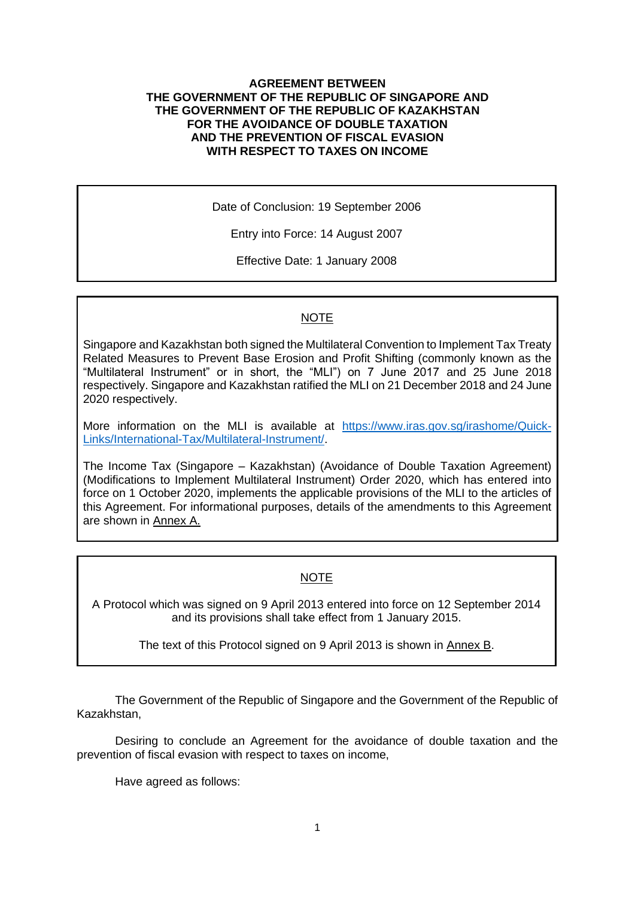# AGREEMENT BETWEEN THE GOVERNMENT OF THE REPUBLIC OF SINGAPORE AND THE GOVERNMENT OF THE REPUBLIC OF KAZAKHSTAN FOR THE AVOIDANCE OF DOUBLE TAXATION AND THE PREVENTION OF FISCAL EVASION WITH RESPECT TO TAXES ON INCOME

Date of Conclusion: 19 September 2006

Entry into Force: 14 August 2007

Effective Date: 1 January 2008

---

NOTE

Singapore and Kazakhstan both signed the Multilateral Convention to Implement Tax Treaty Related Measures to Prevent Base Erosion and Profit Shifting (commonly known as the "Multilateral Instrument" or in short, the "MLI") on 7 June 2017 and 25 June 2018 respectively. Singapore and Kazakhstan ratified the MLI on 21 December 2018 and 24 June 2020 respectively.

More information on the MLI is available at https://www.iras.gov.sg/irashome/Quick-Links/International-Tax/Multilateral-Instrument/.

The Income Tax (Singapore – Kazakhstan) (Avoidance of Double Taxation Agreement) (Modifications to Implement Multilateral Instrument) Order 2020, which has entered into force on 1 October 2020, implements the applicable provisions of the MLI to the articles of this Agreement. For informational purposes, details of the amendments to this Agreement are shown in Annex A.

---

NOTE

A Protocol which was signed on 9 April 2013 entered into force on 12 September 2014 and its provisions shall take effect from 1 January 2015.

The text of this Protocol signed on 9 April 2013 is shown in Annex B.

---

The Government of the Republic of Singapore and the Government of the Republic of Kazakhstan,

Desiring to conclude an Agreement for the avoidance of double taxation and the prevention of fiscal evasion with respect to taxes on income,

Have agreed as follows: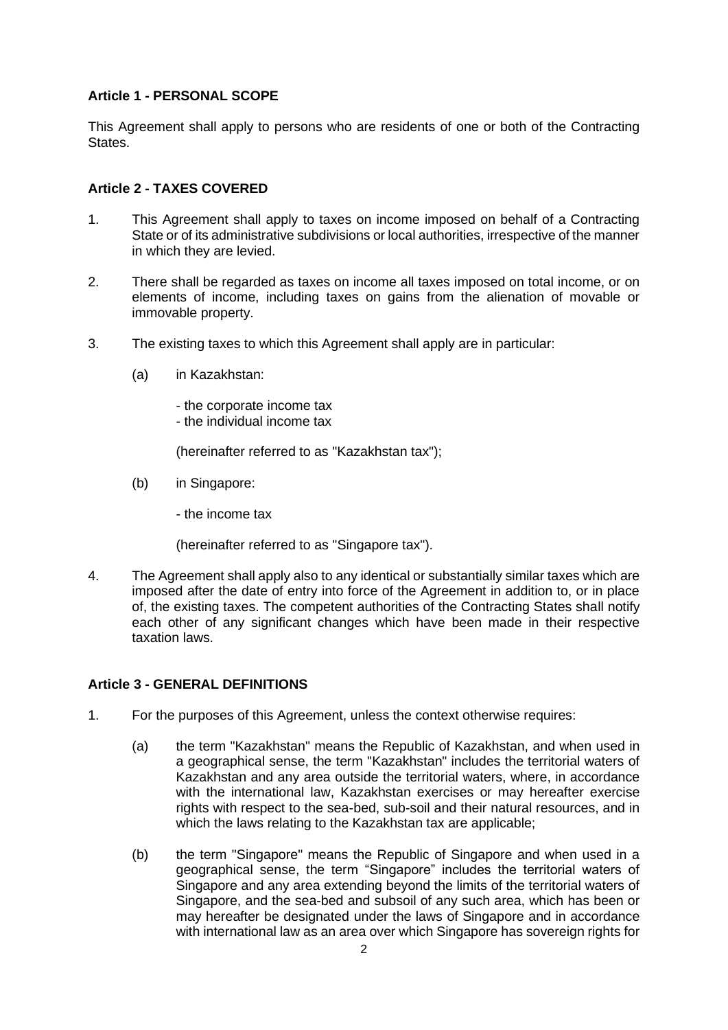### Article 1 - PERSONAL SCOPE

This Agreement shall apply to persons who are residents of one or both of the Contracting States.

### Article 2 - TAXES COVERED

1. This Agreement shall apply to taxes on income imposed on behalf of a Contracting State or of its administrative subdivisions or local authorities, irrespective of the manner in which they are levied.

2. There shall be regarded as taxes on income all taxes imposed on total income, or on elements of income, including taxes on gains from the alienation of movable or immovable property.

3. The existing taxes to which this Agreement shall apply are in particular:

   (a) in Kazakhstan:

   - the corporate income tax
   - the individual income tax

   (hereinafter referred to as "Kazakhstan tax");

   (b) in Singapore:

   - the income tax

   (hereinafter referred to as "Singapore tax").

4. The Agreement shall apply also to any identical or substantially similar taxes which are imposed after the date of entry into force of the Agreement in addition to, or in place of, the existing taxes. The competent authorities of the Contracting States shall notify each other of any significant changes which have been made in their respective taxation laws.

### Article 3 - GENERAL DEFINITIONS

1. For the purposes of this Agreement, unless the context otherwise requires:

   (a) the term "Kazakhstan" means the Republic of Kazakhstan, and when used in a geographical sense, the term "Kazakhstan" includes the territorial waters of Kazakhstan and any area outside the territorial waters, where, in accordance with the international law, Kazakhstan exercises or may hereafter exercise rights with respect to the sea-bed, sub-soil and their natural resources, and in which the laws relating to the Kazakhstan tax are applicable;

   (b) the term "Singapore" means the Republic of Singapore and when used in a geographical sense, the term "Singapore" includes the territorial waters of Singapore and any area extending beyond the limits of the territorial waters of Singapore, and the sea-bed and subsoil of any such area, which has been or may hereafter be designated under the laws of Singapore and in accordance with international law as an area over which Singapore has sovereign rights for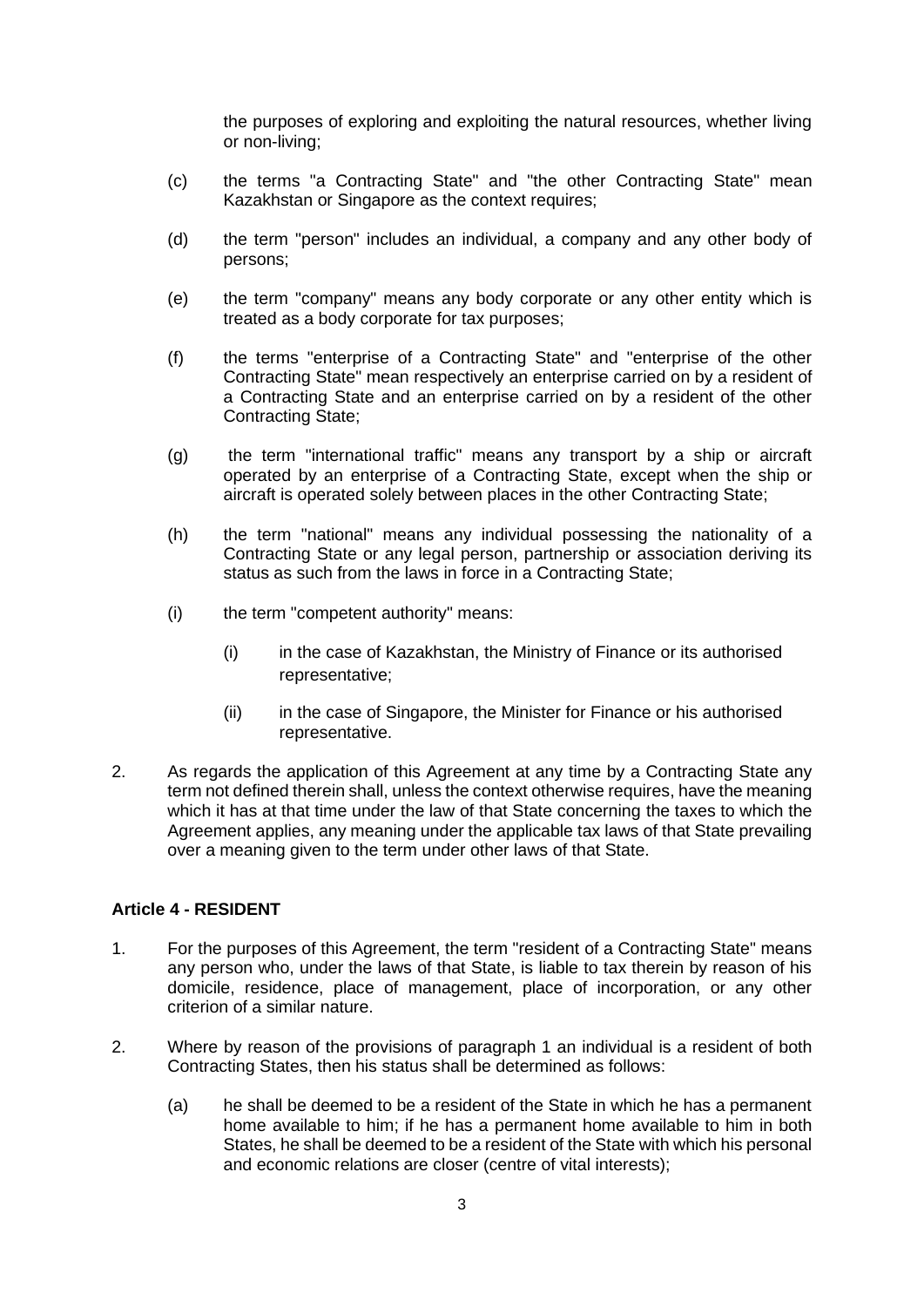the purposes of exploring and exploiting the natural resources, whether living or non-living;

(c) the terms "a Contracting State" and "the other Contracting State" mean Kazakhstan or Singapore as the context requires;

(d) the term "person" includes an individual, a company and any other body of persons;

(e) the term "company" means any body corporate or any other entity which is treated as a body corporate for tax purposes;

(f) the terms "enterprise of a Contracting State" and "enterprise of the other Contracting State" mean respectively an enterprise carried on by a resident of a Contracting State and an enterprise carried on by a resident of the other Contracting State;

(g) the term "international traffic" means any transport by a ship or aircraft operated by an enterprise of a Contracting State, except when the ship or aircraft is operated solely between places in the other Contracting State;

(h) the term "national" means any individual possessing the nationality of a Contracting State or any legal person, partnership or association deriving its status as such from the laws in force in a Contracting State;

(i) the term "competent authority" means:

   (i) in the case of Kazakhstan, the Ministry of Finance or its authorised representative;

   (ii) in the case of Singapore, the Minister for Finance or his authorised representative.

2. As regards the application of this Agreement at any time by a Contracting State any term not defined therein shall, unless the context otherwise requires, have the meaning which it has at that time under the law of that State concerning the taxes to which the Agreement applies, any meaning under the applicable tax laws of that State prevailing over a meaning given to the term under other laws of that State.

**Article 4 - RESIDENT**

1. For the purposes of this Agreement, the term "resident of a Contracting State" means any person who, under the laws of that State, is liable to tax therein by reason of his domicile, residence, place of management, place of incorporation, or any other criterion of a similar nature.

2. Where by reason of the provisions of paragraph 1 an individual is a resident of both Contracting States, then his status shall be determined as follows:

   (a) he shall be deemed to be a resident of the State in which he has a permanent home available to him; if he has a permanent home available to him in both States, he shall be deemed to be a resident of the State with which his personal and economic relations are closer (centre of vital interests);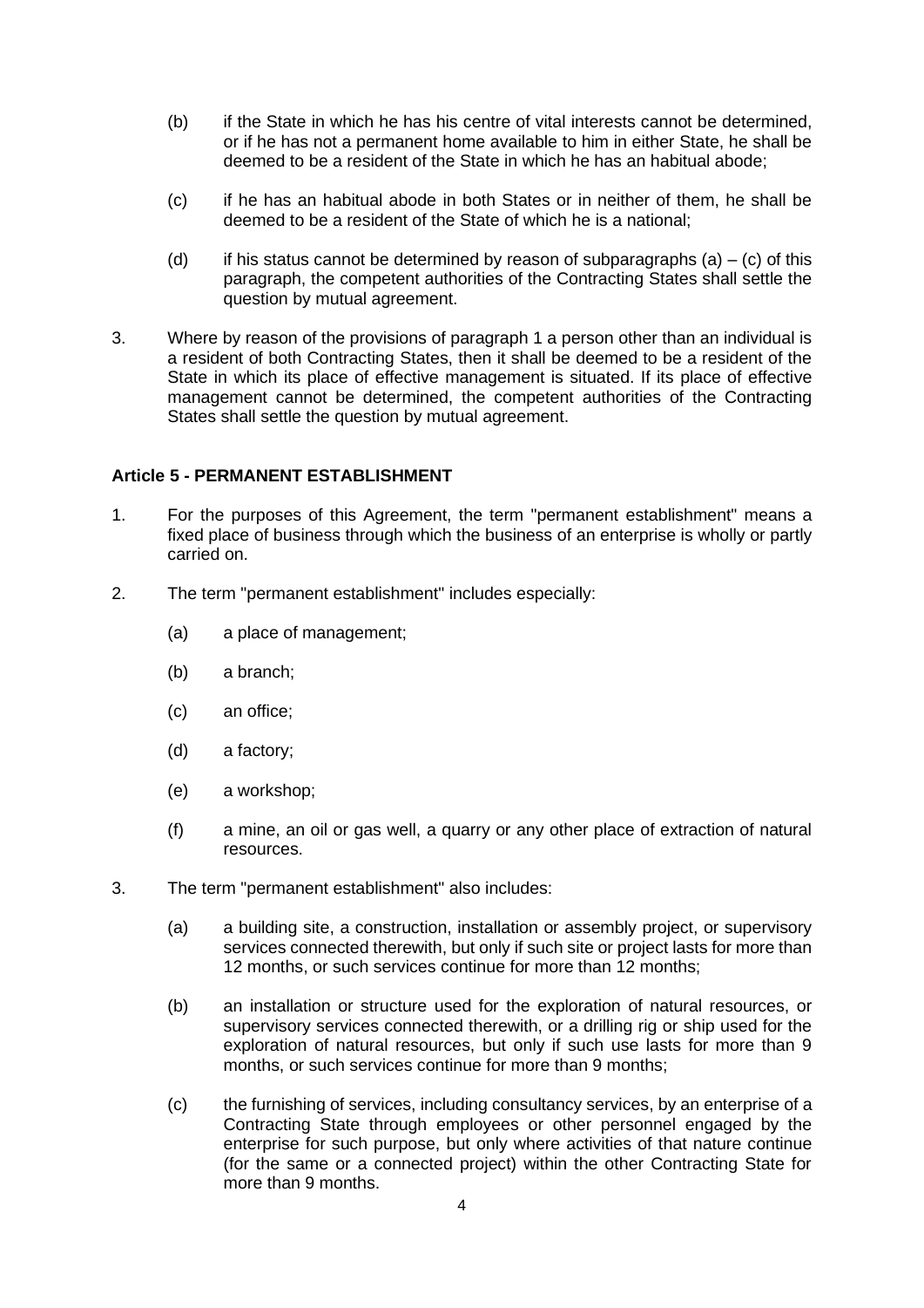(b) if the State in which he has his centre of vital interests cannot be determined, or if he has not a permanent home available to him in either State, he shall be deemed to be a resident of the State in which he has an habitual abode;

(c) if he has an habitual abode in both States or in neither of them, he shall be deemed to be a resident of the State of which he is a national;

(d) if his status cannot be determined by reason of subparagraphs (a) – (c) of this paragraph, the competent authorities of the Contracting States shall settle the question by mutual agreement.

3. Where by reason of the provisions of paragraph 1 a person other than an individual is a resident of both Contracting States, then it shall be deemed to be a resident of the State in which its place of effective management is situated. If its place of effective management cannot be determined, the competent authorities of the Contracting States shall settle the question by mutual agreement.

**Article 5 - PERMANENT ESTABLISHMENT**

1. For the purposes of this Agreement, the term "permanent establishment" means a fixed place of business through which the business of an enterprise is wholly or partly carried on.

2. The term "permanent establishment" includes especially:

   (a) a place of management;

   (b) a branch;

   (c) an office;

   (d) a factory;

   (e) a workshop;

   (f) a mine, an oil or gas well, a quarry or any other place of extraction of natural resources.

3. The term "permanent establishment" also includes:

   (a) a building site, a construction, installation or assembly project, or supervisory services connected therewith, but only if such site or project lasts for more than 12 months, or such services continue for more than 12 months;

   (b) an installation or structure used for the exploration of natural resources, or supervisory services connected therewith, or a drilling rig or ship used for the exploration of natural resources, but only if such use lasts for more than 9 months, or such services continue for more than 9 months;

   (c) the furnishing of services, including consultancy services, by an enterprise of a Contracting State through employees or other personnel engaged by the enterprise for such purpose, but only where activities of that nature continue (for the same or a connected project) within the other Contracting State for more than 9 months.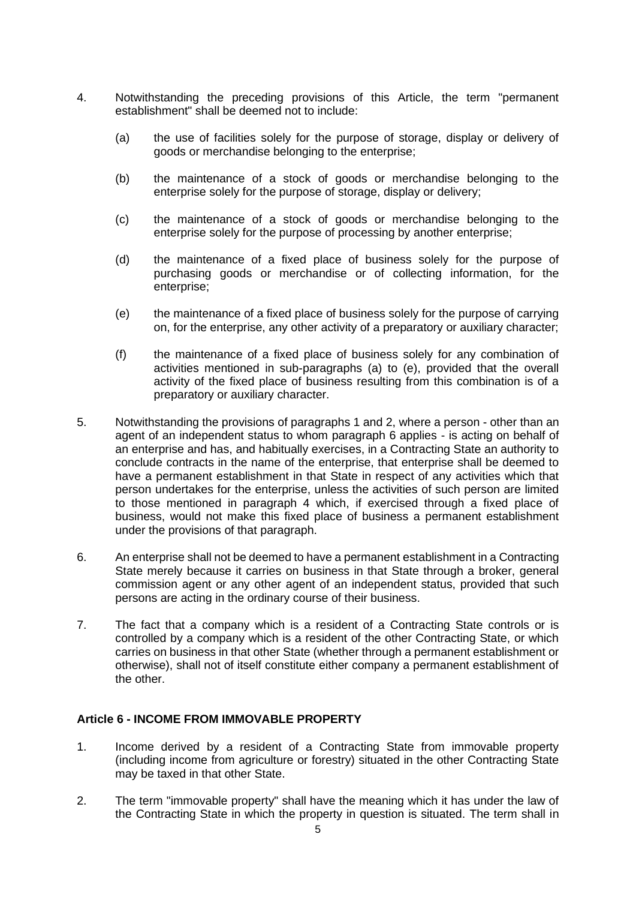4. Notwithstanding the preceding provisions of this Article, the term "permanent establishment" shall be deemed not to include:

   (a) the use of facilities solely for the purpose of storage, display or delivery of goods or merchandise belonging to the enterprise;

   (b) the maintenance of a stock of goods or merchandise belonging to the enterprise solely for the purpose of storage, display or delivery;

   (c) the maintenance of a stock of goods or merchandise belonging to the enterprise solely for the purpose of processing by another enterprise;

   (d) the maintenance of a fixed place of business solely for the purpose of purchasing goods or merchandise or of collecting information, for the enterprise;

   (e) the maintenance of a fixed place of business solely for the purpose of carrying on, for the enterprise, any other activity of a preparatory or auxiliary character;

   (f) the maintenance of a fixed place of business solely for any combination of activities mentioned in sub-paragraphs (a) to (e), provided that the overall activity of the fixed place of business resulting from this combination is of a preparatory or auxiliary character.

5. Notwithstanding the provisions of paragraphs 1 and 2, where a person - other than an agent of an independent status to whom paragraph 6 applies - is acting on behalf of an enterprise and has, and habitually exercises, in a Contracting State an authority to conclude contracts in the name of the enterprise, that enterprise shall be deemed to have a permanent establishment in that State in respect of any activities which that person undertakes for the enterprise, unless the activities of such person are limited to those mentioned in paragraph 4 which, if exercised through a fixed place of business, would not make this fixed place of business a permanent establishment under the provisions of that paragraph.

6. An enterprise shall not be deemed to have a permanent establishment in a Contracting State merely because it carries on business in that State through a broker, general commission agent or any other agent of an independent status, provided that such persons are acting in the ordinary course of their business.

7. The fact that a company which is a resident of a Contracting State controls or is controlled by a company which is a resident of the other Contracting State, or which carries on business in that other State (whether through a permanent establishment or otherwise), shall not of itself constitute either company a permanent establishment of the other.

**Article 6 - INCOME FROM IMMOVABLE PROPERTY**

1. Income derived by a resident of a Contracting State from immovable property (including income from agriculture or forestry) situated in the other Contracting State may be taxed in that other State.

2. The term "immovable property" shall have the meaning which it has under the law of the Contracting State in which the property in question is situated. The term shall in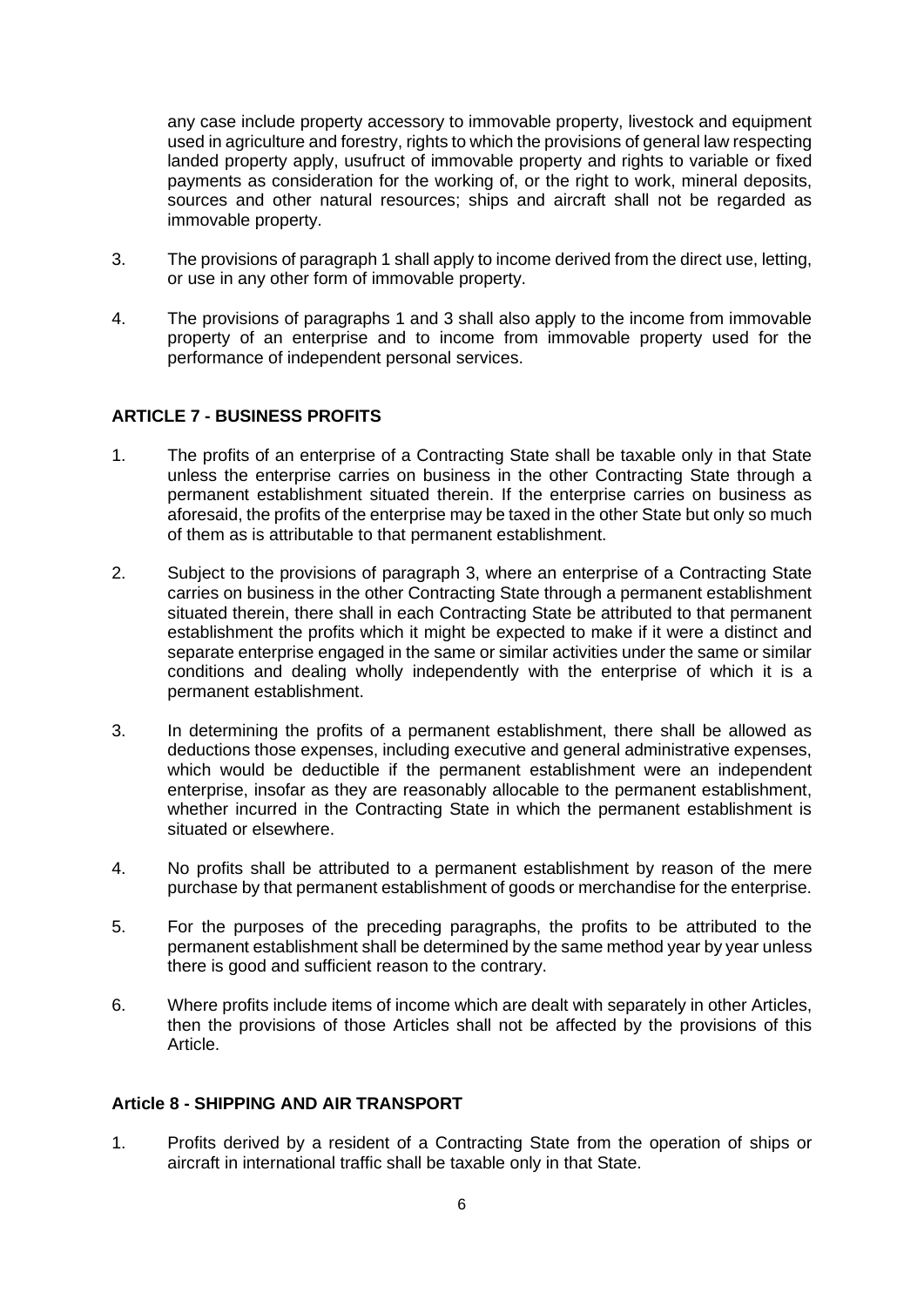any case include property accessory to immovable property, livestock and equipment used in agriculture and forestry, rights to which the provisions of general law respecting landed property apply, usufruct of immovable property and rights to variable or fixed payments as consideration for the working of, or the right to work, mineral deposits, sources and other natural resources; ships and aircraft shall not be regarded as immovable property.

3. The provisions of paragraph 1 shall apply to income derived from the direct use, letting, or use in any other form of immovable property.

4. The provisions of paragraphs 1 and 3 shall also apply to the income from immovable property of an enterprise and to income from immovable property used for the performance of independent personal services.

## ARTICLE 7 - BUSINESS PROFITS

1. The profits of an enterprise of a Contracting State shall be taxable only in that State unless the enterprise carries on business in the other Contracting State through a permanent establishment situated therein. If the enterprise carries on business as aforesaid, the profits of the enterprise may be taxed in the other State but only so much of them as is attributable to that permanent establishment.

2. Subject to the provisions of paragraph 3, where an enterprise of a Contracting State carries on business in the other Contracting State through a permanent establishment situated therein, there shall in each Contracting State be attributed to that permanent establishment the profits which it might be expected to make if it were a distinct and separate enterprise engaged in the same or similar activities under the same or similar conditions and dealing wholly independently with the enterprise of which it is a permanent establishment.

3. In determining the profits of a permanent establishment, there shall be allowed as deductions those expenses, including executive and general administrative expenses, which would be deductible if the permanent establishment were an independent enterprise, insofar as they are reasonably allocable to the permanent establishment, whether incurred in the Contracting State in which the permanent establishment is situated or elsewhere.

4. No profits shall be attributed to a permanent establishment by reason of the mere purchase by that permanent establishment of goods or merchandise for the enterprise.

5. For the purposes of the preceding paragraphs, the profits to be attributed to the permanent establishment shall be determined by the same method year by year unless there is good and sufficient reason to the contrary.

6. Where profits include items of income which are dealt with separately in other Articles, then the provisions of those Articles shall not be affected by the provisions of this Article.

## Article 8 - SHIPPING AND AIR TRANSPORT

1. Profits derived by a resident of a Contracting State from the operation of ships or aircraft in international traffic shall be taxable only in that State.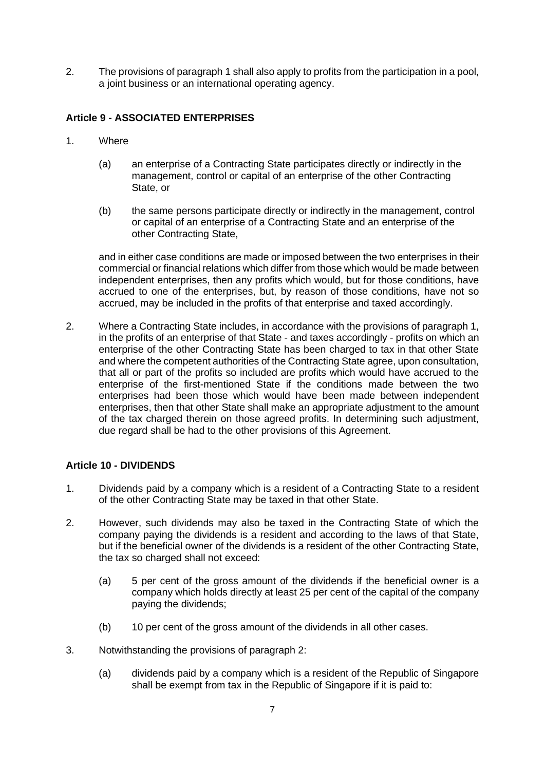2. The provisions of paragraph 1 shall also apply to profits from the participation in a pool, a joint business or an international operating agency.

### Article 9 - ASSOCIATED ENTERPRISES

1. Where

   (a) an enterprise of a Contracting State participates directly or indirectly in the management, control or capital of an enterprise of the other Contracting State, or

   (b) the same persons participate directly or indirectly in the management, control or capital of an enterprise of a Contracting State and an enterprise of the other Contracting State,

   and in either case conditions are made or imposed between the two enterprises in their commercial or financial relations which differ from those which would be made between independent enterprises, then any profits which would, but for those conditions, have accrued to one of the enterprises, but, by reason of those conditions, have not so accrued, may be included in the profits of that enterprise and taxed accordingly.

2. Where a Contracting State includes, in accordance with the provisions of paragraph 1, in the profits of an enterprise of that State - and taxes accordingly - profits on which an enterprise of the other Contracting State has been charged to tax in that other State and where the competent authorities of the Contracting State agree, upon consultation, that all or part of the profits so included are profits which would have accrued to the enterprise of the first-mentioned State if the conditions made between the two enterprises had been those which would have been made between independent enterprises, then that other State shall make an appropriate adjustment to the amount of the tax charged therein on those agreed profits. In determining such adjustment, due regard shall be had to the other provisions of this Agreement.

### Article 10 - DIVIDENDS

1. Dividends paid by a company which is a resident of a Contracting State to a resident of the other Contracting State may be taxed in that other State.

2. However, such dividends may also be taxed in the Contracting State of which the company paying the dividends is a resident and according to the laws of that State, but if the beneficial owner of the dividends is a resident of the other Contracting State, the tax so charged shall not exceed:

   (a) 5 per cent of the gross amount of the dividends if the beneficial owner is a company which holds directly at least 25 per cent of the capital of the company paying the dividends;

   (b) 10 per cent of the gross amount of the dividends in all other cases.

3. Notwithstanding the provisions of paragraph 2:

   (a) dividends paid by a company which is a resident of the Republic of Singapore shall be exempt from tax in the Republic of Singapore if it is paid to: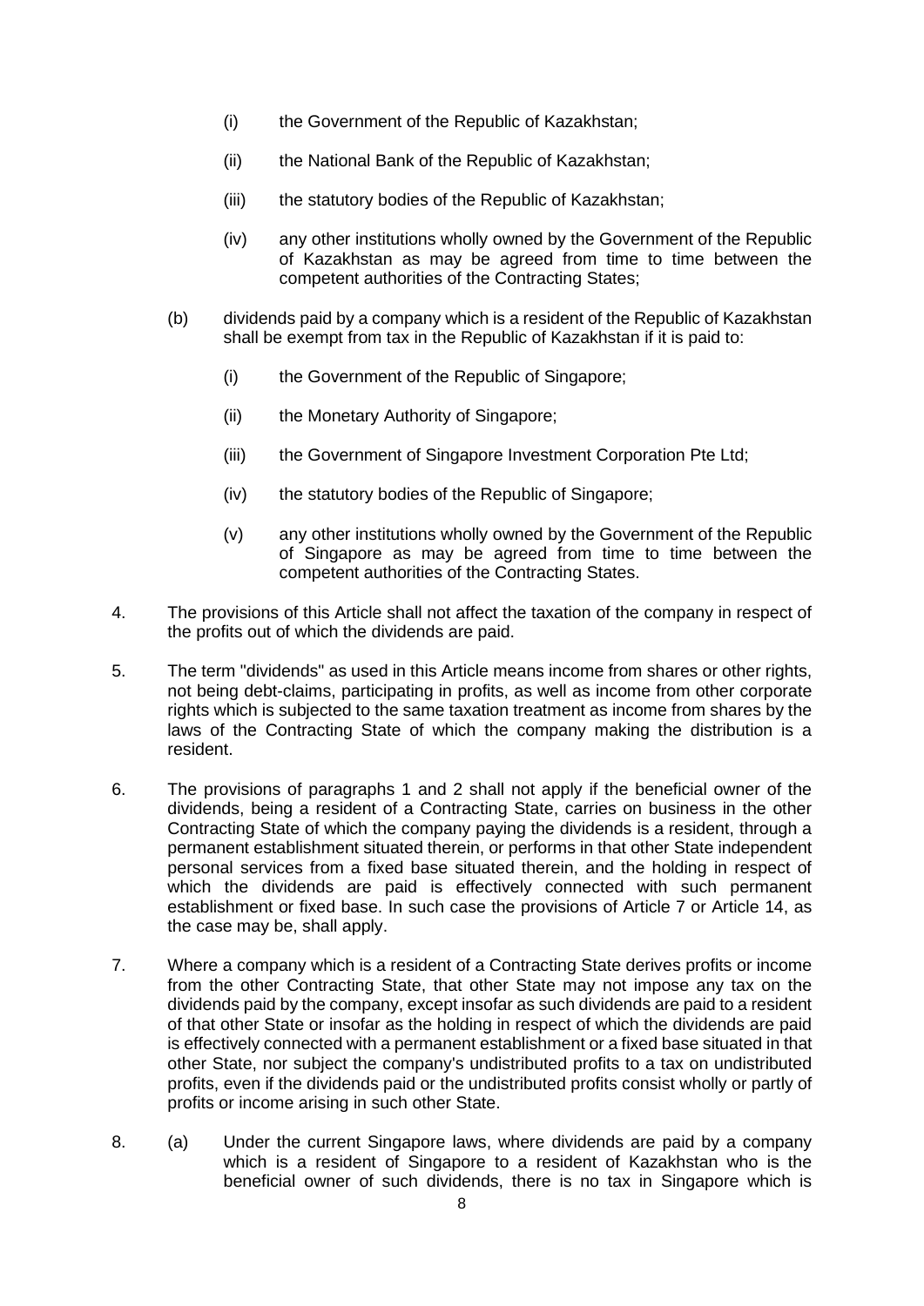(i) the Government of the Republic of Kazakhstan;

(ii) the National Bank of the Republic of Kazakhstan;

(iii) the statutory bodies of the Republic of Kazakhstan;

(iv) any other institutions wholly owned by the Government of the Republic of Kazakhstan as may be agreed from time to time between the competent authorities of the Contracting States;

(b) dividends paid by a company which is a resident of the Republic of Kazakhstan shall be exempt from tax in the Republic of Kazakhstan if it is paid to:

(i) the Government of the Republic of Singapore;

(ii) the Monetary Authority of Singapore;

(iii) the Government of Singapore Investment Corporation Pte Ltd;

(iv) the statutory bodies of the Republic of Singapore;

(v) any other institutions wholly owned by the Government of the Republic of Singapore as may be agreed from time to time between the competent authorities of the Contracting States.

4. The provisions of this Article shall not affect the taxation of the company in respect of the profits out of which the dividends are paid.

5. The term "dividends" as used in this Article means income from shares or other rights, not being debt-claims, participating in profits, as well as income from other corporate rights which is subjected to the same taxation treatment as income from shares by the laws of the Contracting State of which the company making the distribution is a resident.

6. The provisions of paragraphs 1 and 2 shall not apply if the beneficial owner of the dividends, being a resident of a Contracting State, carries on business in the other Contracting State of which the company paying the dividends is a resident, through a permanent establishment situated therein, or performs in that other State independent personal services from a fixed base situated therein, and the holding in respect of which the dividends are paid is effectively connected with such permanent establishment or fixed base. In such case the provisions of Article 7 or Article 14, as the case may be, shall apply.

7. Where a company which is a resident of a Contracting State derives profits or income from the other Contracting State, that other State may not impose any tax on the dividends paid by the company, except insofar as such dividends are paid to a resident of that other State or insofar as the holding in respect of which the dividends are paid is effectively connected with a permanent establishment or a fixed base situated in that other State, nor subject the company's undistributed profits to a tax on undistributed profits, even if the dividends paid or the undistributed profits consist wholly or partly of profits or income arising in such other State.

8. (a) Under the current Singapore laws, where dividends are paid by a company which is a resident of Singapore to a resident of Kazakhstan who is the beneficial owner of such dividends, there is no tax in Singapore which is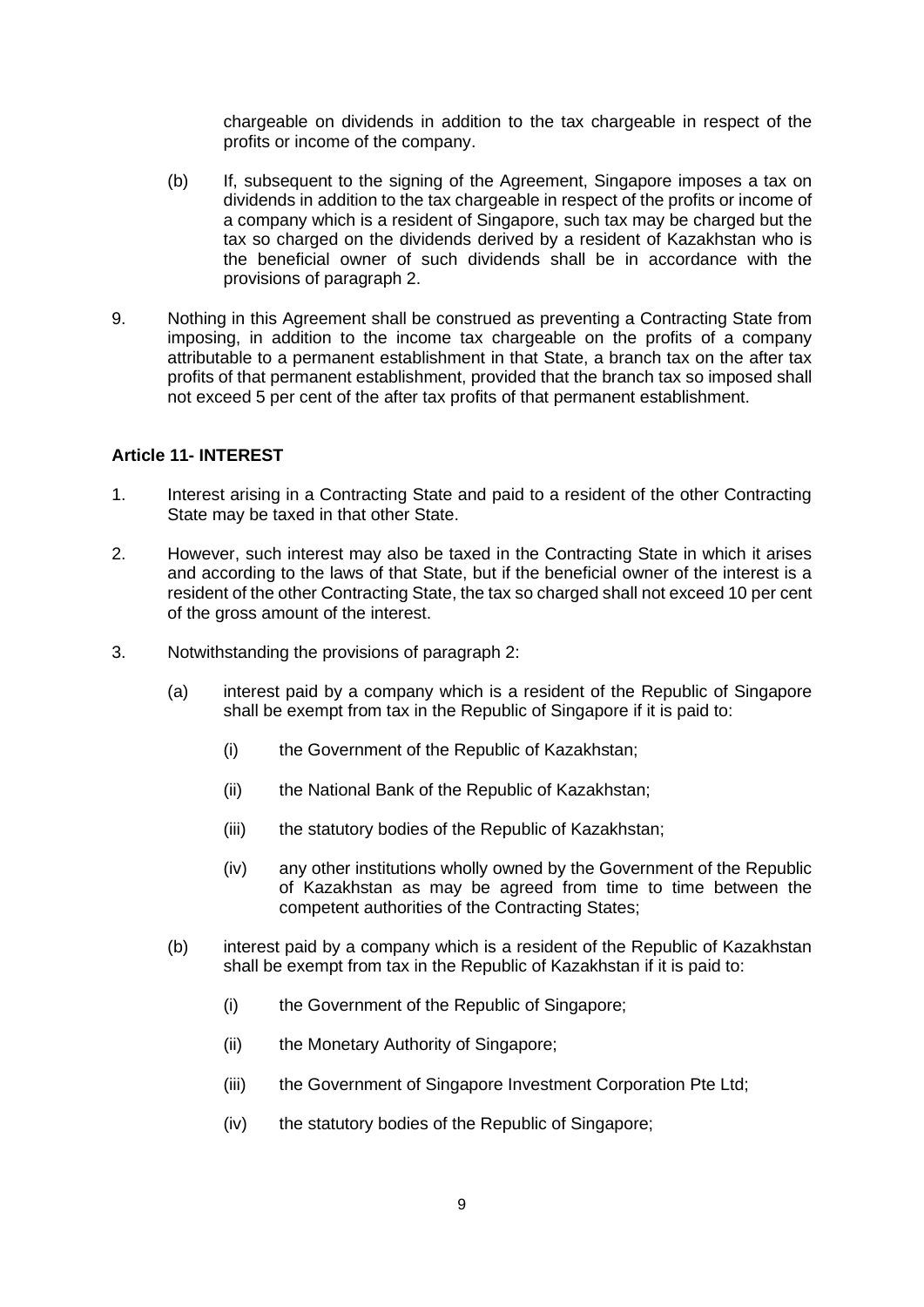chargeable on dividends in addition to the tax chargeable in respect of the profits or income of the company.

(b) If, subsequent to the signing of the Agreement, Singapore imposes a tax on dividends in addition to the tax chargeable in respect of the profits or income of a company which is a resident of Singapore, such tax may be charged but the tax so charged on the dividends derived by a resident of Kazakhstan who is the beneficial owner of such dividends shall be in accordance with the provisions of paragraph 2.

9. Nothing in this Agreement shall be construed as preventing a Contracting State from imposing, in addition to the income tax chargeable on the profits of a company attributable to a permanent establishment in that State, a branch tax on the after tax profits of that permanent establishment, provided that the branch tax so imposed shall not exceed 5 per cent of the after tax profits of that permanent establishment.

**Article 11- INTEREST**

1. Interest arising in a Contracting State and paid to a resident of the other Contracting State may be taxed in that other State.

2. However, such interest may also be taxed in the Contracting State in which it arises and according to the laws of that State, but if the beneficial owner of the interest is a resident of the other Contracting State, the tax so charged shall not exceed 10 per cent of the gross amount of the interest.

3. Notwithstanding the provisions of paragraph 2:

   (a) interest paid by a company which is a resident of the Republic of Singapore shall be exempt from tax in the Republic of Singapore if it is paid to:

      (i) the Government of the Republic of Kazakhstan;

      (ii) the National Bank of the Republic of Kazakhstan;

      (iii) the statutory bodies of the Republic of Kazakhstan;

      (iv) any other institutions wholly owned by the Government of the Republic of Kazakhstan as may be agreed from time to time between the competent authorities of the Contracting States;

   (b) interest paid by a company which is a resident of the Republic of Kazakhstan shall be exempt from tax in the Republic of Kazakhstan if it is paid to:

      (i) the Government of the Republic of Singapore;

      (ii) the Monetary Authority of Singapore;

      (iii) the Government of Singapore Investment Corporation Pte Ltd;

      (iv) the statutory bodies of the Republic of Singapore;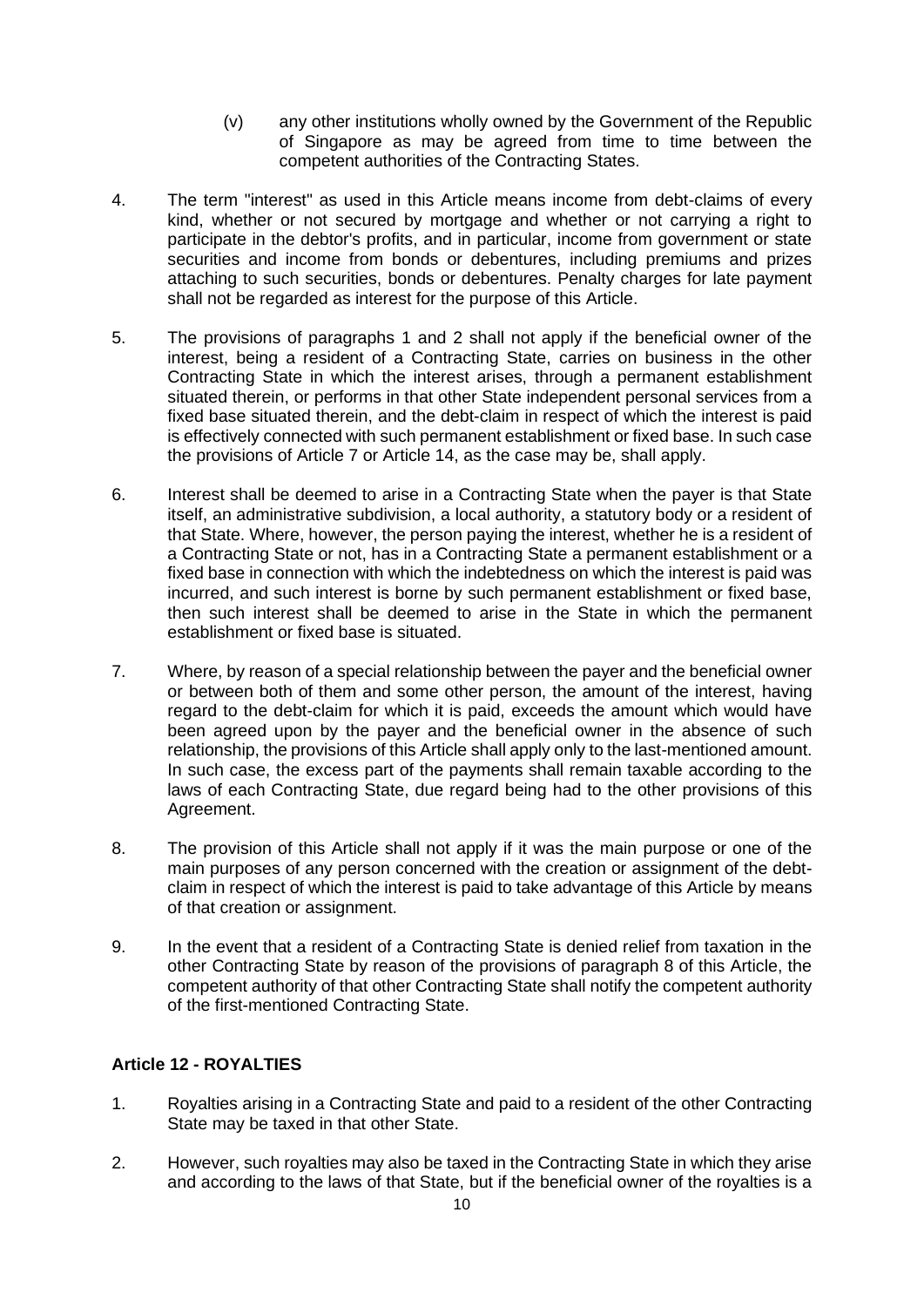(v) any other institutions wholly owned by the Government of the Republic of Singapore as may be agreed from time to time between the competent authorities of the Contracting States.

4. The term "interest" as used in this Article means income from debt-claims of every kind, whether or not secured by mortgage and whether or not carrying a right to participate in the debtor's profits, and in particular, income from government or state securities and income from bonds or debentures, including premiums and prizes attaching to such securities, bonds or debentures. Penalty charges for late payment shall not be regarded as interest for the purpose of this Article.

5. The provisions of paragraphs 1 and 2 shall not apply if the beneficial owner of the interest, being a resident of a Contracting State, carries on business in the other Contracting State in which the interest arises, through a permanent establishment situated therein, or performs in that other State independent personal services from a fixed base situated therein, and the debt-claim in respect of which the interest is paid is effectively connected with such permanent establishment or fixed base. In such case the provisions of Article 7 or Article 14, as the case may be, shall apply.

6. Interest shall be deemed to arise in a Contracting State when the payer is that State itself, an administrative subdivision, a local authority, a statutory body or a resident of that State. Where, however, the person paying the interest, whether he is a resident of a Contracting State or not, has in a Contracting State a permanent establishment or a fixed base in connection with which the indebtedness on which the interest is paid was incurred, and such interest is borne by such permanent establishment or fixed base, then such interest shall be deemed to arise in the State in which the permanent establishment or fixed base is situated.

7. Where, by reason of a special relationship between the payer and the beneficial owner or between both of them and some other person, the amount of the interest, having regard to the debt-claim for which it is paid, exceeds the amount which would have been agreed upon by the payer and the beneficial owner in the absence of such relationship, the provisions of this Article shall apply only to the last-mentioned amount. In such case, the excess part of the payments shall remain taxable according to the laws of each Contracting State, due regard being had to the other provisions of this Agreement.

8. The provision of this Article shall not apply if it was the main purpose or one of the main purposes of any person concerned with the creation or assignment of the debt-claim in respect of which the interest is paid to take advantage of this Article by means of that creation or assignment.

9. In the event that a resident of a Contracting State is denied relief from taxation in the other Contracting State by reason of the provisions of paragraph 8 of this Article, the competent authority of that other Contracting State shall notify the competent authority of the first-mentioned Contracting State.

### Article 12 - ROYALTIES

1. Royalties arising in a Contracting State and paid to a resident of the other Contracting State may be taxed in that other State.

2. However, such royalties may also be taxed in the Contracting State in which they arise and according to the laws of that State, but if the beneficial owner of the royalties is a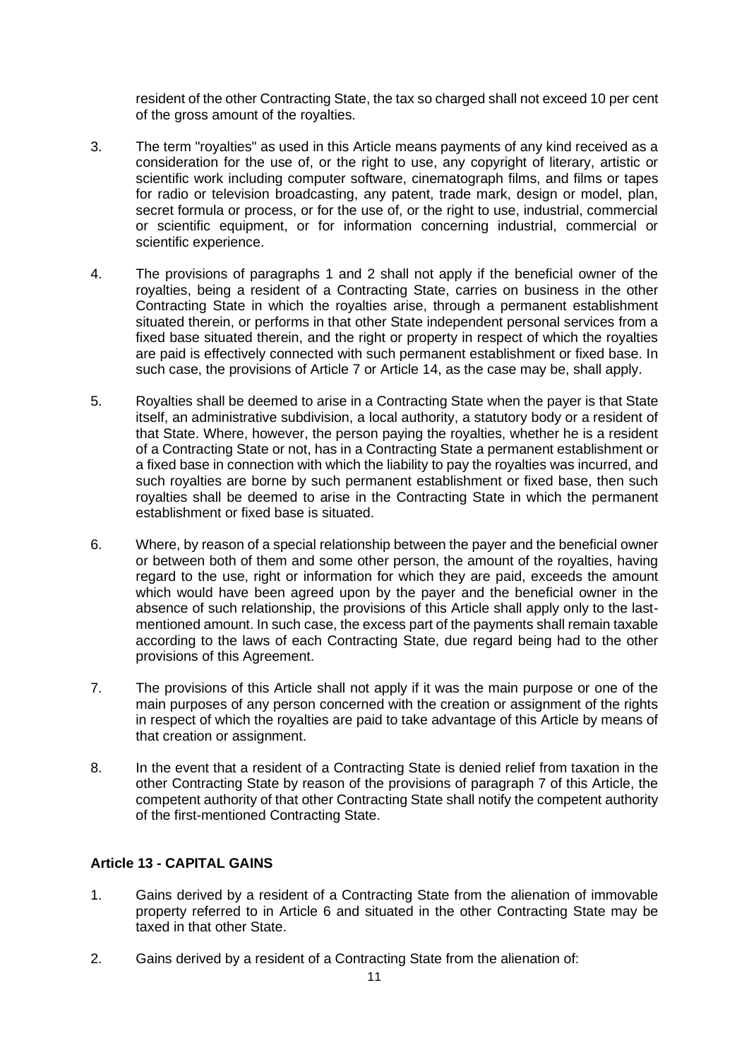resident of the other Contracting State, the tax so charged shall not exceed 10 per cent of the gross amount of the royalties.

3. The term "royalties" as used in this Article means payments of any kind received as a consideration for the use of, or the right to use, any copyright of literary, artistic or scientific work including computer software, cinematograph films, and films or tapes for radio or television broadcasting, any patent, trade mark, design or model, plan, secret formula or process, or for the use of, or the right to use, industrial, commercial or scientific equipment, or for information concerning industrial, commercial or scientific experience.

4. The provisions of paragraphs 1 and 2 shall not apply if the beneficial owner of the royalties, being a resident of a Contracting State, carries on business in the other Contracting State in which the royalties arise, through a permanent establishment situated therein, or performs in that other State independent personal services from a fixed base situated therein, and the right or property in respect of which the royalties are paid is effectively connected with such permanent establishment or fixed base. In such case, the provisions of Article 7 or Article 14, as the case may be, shall apply.

5. Royalties shall be deemed to arise in a Contracting State when the payer is that State itself, an administrative subdivision, a local authority, a statutory body or a resident of that State. Where, however, the person paying the royalties, whether he is a resident of a Contracting State or not, has in a Contracting State a permanent establishment or a fixed base in connection with which the liability to pay the royalties was incurred, and such royalties are borne by such permanent establishment or fixed base, then such royalties shall be deemed to arise in the Contracting State in which the permanent establishment or fixed base is situated.

6. Where, by reason of a special relationship between the payer and the beneficial owner or between both of them and some other person, the amount of the royalties, having regard to the use, right or information for which they are paid, exceeds the amount which would have been agreed upon by the payer and the beneficial owner in the absence of such relationship, the provisions of this Article shall apply only to the last-mentioned amount. In such case, the excess part of the payments shall remain taxable according to the laws of each Contracting State, due regard being had to the other provisions of this Agreement.

7. The provisions of this Article shall not apply if it was the main purpose or one of the main purposes of any person concerned with the creation or assignment of the rights in respect of which the royalties are paid to take advantage of this Article by means of that creation or assignment.

8. In the event that a resident of a Contracting State is denied relief from taxation in the other Contracting State by reason of the provisions of paragraph 7 of this Article, the competent authority of that other Contracting State shall notify the competent authority of the first-mentioned Contracting State.

### Article 13 - CAPITAL GAINS

1. Gains derived by a resident of a Contracting State from the alienation of immovable property referred to in Article 6 and situated in the other Contracting State may be taxed in that other State.

2. Gains derived by a resident of a Contracting State from the alienation of: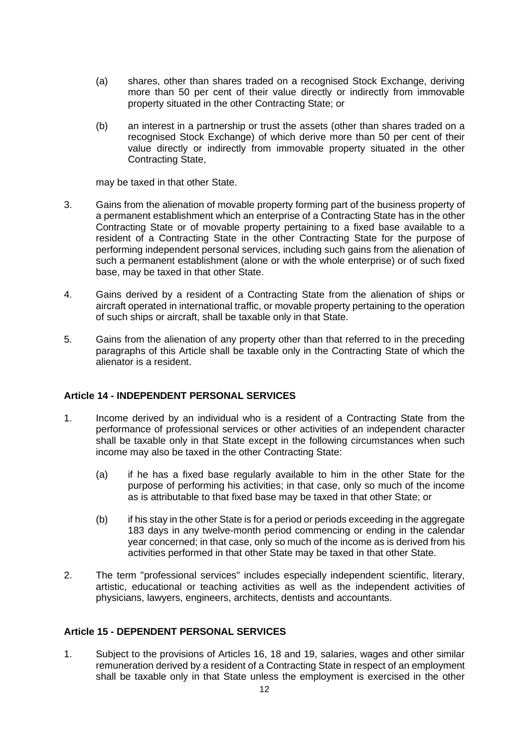(a) shares, other than shares traded on a recognised Stock Exchange, deriving more than 50 per cent of their value directly or indirectly from immovable property situated in the other Contracting State; or

(b) an interest in a partnership or trust the assets (other than shares traded on a recognised Stock Exchange) of which derive more than 50 per cent of their value directly or indirectly from immovable property situated in the other Contracting State,

may be taxed in that other State.

3. Gains from the alienation of movable property forming part of the business property of a permanent establishment which an enterprise of a Contracting State has in the other Contracting State or of movable property pertaining to a fixed base available to a resident of a Contracting State in the other Contracting State for the purpose of performing independent personal services, including such gains from the alienation of such a permanent establishment (alone or with the whole enterprise) or of such fixed base, may be taxed in that other State.

4. Gains derived by a resident of a Contracting State from the alienation of ships or aircraft operated in international traffic, or movable property pertaining to the operation of such ships or aircraft, shall be taxable only in that State.

5. Gains from the alienation of any property other than that referred to in the preceding paragraphs of this Article shall be taxable only in the Contracting State of which the alienator is a resident.

## Article 14 - INDEPENDENT PERSONAL SERVICES

1. Income derived by an individual who is a resident of a Contracting State from the performance of professional services or other activities of an independent character shall be taxable only in that State except in the following circumstances when such income may also be taxed in the other Contracting State:

   (a) if he has a fixed base regularly available to him in the other State for the purpose of performing his activities; in that case, only so much of the income as is attributable to that fixed base may be taxed in that other State; or

   (b) if his stay in the other State is for a period or periods exceeding in the aggregate 183 days in any twelve-month period commencing or ending in the calendar year concerned; in that case, only so much of the income as is derived from his activities performed in that other State may be taxed in that other State.

2. The term "professional services" includes especially independent scientific, literary, artistic, educational or teaching activities as well as the independent activities of physicians, lawyers, engineers, architects, dentists and accountants.

## Article 15 - DEPENDENT PERSONAL SERVICES

1. Subject to the provisions of Articles 16, 18 and 19, salaries, wages and other similar remuneration derived by a resident of a Contracting State in respect of an employment shall be taxable only in that State unless the employment is exercised in the other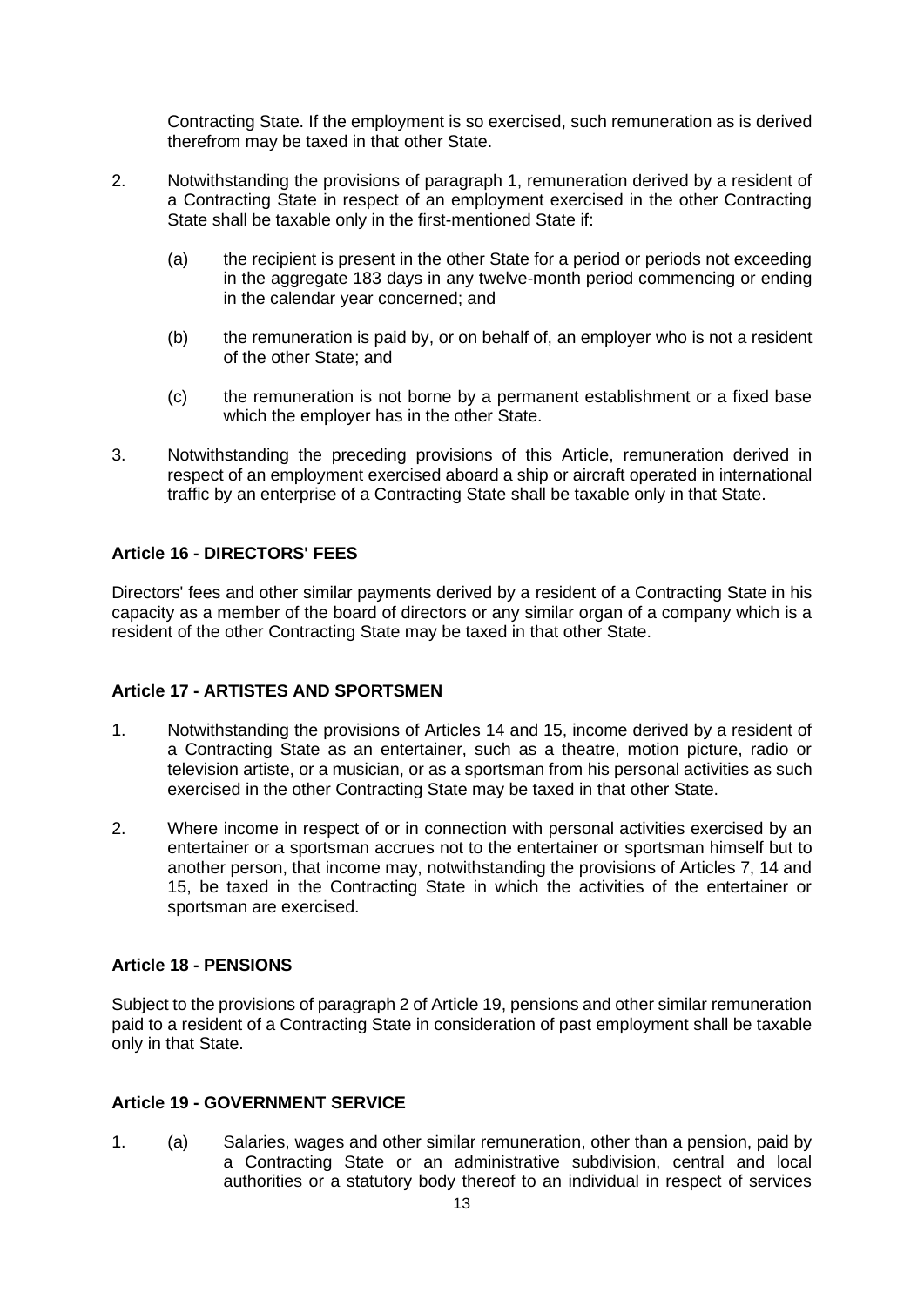Contracting State. If the employment is so exercised, such remuneration as is derived therefrom may be taxed in that other State.

2. Notwithstanding the provisions of paragraph 1, remuneration derived by a resident of a Contracting State in respect of an employment exercised in the other Contracting State shall be taxable only in the first-mentioned State if:

   (a) the recipient is present in the other State for a period or periods not exceeding in the aggregate 183 days in any twelve-month period commencing or ending in the calendar year concerned; and

   (b) the remuneration is paid by, or on behalf of, an employer who is not a resident of the other State; and

   (c) the remuneration is not borne by a permanent establishment or a fixed base which the employer has in the other State.

3. Notwithstanding the preceding provisions of this Article, remuneration derived in respect of an employment exercised aboard a ship or aircraft operated in international traffic by an enterprise of a Contracting State shall be taxable only in that State.

**Article 16 - DIRECTORS' FEES**

Directors' fees and other similar payments derived by a resident of a Contracting State in his capacity as a member of the board of directors or any similar organ of a company which is a resident of the other Contracting State may be taxed in that other State.

**Article 17 - ARTISTES AND SPORTSMEN**

1. Notwithstanding the provisions of Articles 14 and 15, income derived by a resident of a Contracting State as an entertainer, such as a theatre, motion picture, radio or television artiste, or a musician, or as a sportsman from his personal activities as such exercised in the other Contracting State may be taxed in that other State.

2. Where income in respect of or in connection with personal activities exercised by an entertainer or a sportsman accrues not to the entertainer or sportsman himself but to another person, that income may, notwithstanding the provisions of Articles 7, 14 and 15, be taxed in the Contracting State in which the activities of the entertainer or sportsman are exercised.

**Article 18 - PENSIONS**

Subject to the provisions of paragraph 2 of Article 19, pensions and other similar remuneration paid to a resident of a Contracting State in consideration of past employment shall be taxable only in that State.

**Article 19 - GOVERNMENT SERVICE**

1. (a) Salaries, wages and other similar remuneration, other than a pension, paid by a Contracting State or an administrative subdivision, central and local authorities or a statutory body thereof to an individual in respect of services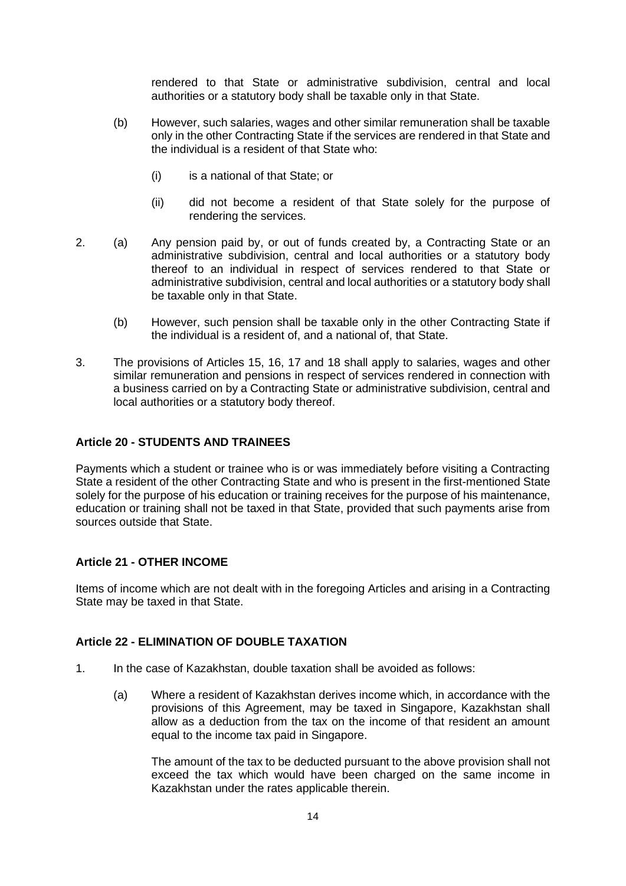rendered to that State or administrative subdivision, central and local authorities or a statutory body shall be taxable only in that State.

(b) However, such salaries, wages and other similar remuneration shall be taxable only in the other Contracting State if the services are rendered in that State and the individual is a resident of that State who:

(i) is a national of that State; or

(ii) did not become a resident of that State solely for the purpose of rendering the services.

2. (a) Any pension paid by, or out of funds created by, a Contracting State or an administrative subdivision, central and local authorities or a statutory body thereof to an individual in respect of services rendered to that State or administrative subdivision, central and local authorities or a statutory body shall be taxable only in that State.

(b) However, such pension shall be taxable only in the other Contracting State if the individual is a resident of, and a national of, that State.

3. The provisions of Articles 15, 16, 17 and 18 shall apply to salaries, wages and other similar remuneration and pensions in respect of services rendered in connection with a business carried on by a Contracting State or administrative subdivision, central and local authorities or a statutory body thereof.

**Article 20 - STUDENTS AND TRAINEES**

Payments which a student or trainee who is or was immediately before visiting a Contracting State a resident of the other Contracting State and who is present in the first-mentioned State solely for the purpose of his education or training receives for the purpose of his maintenance, education or training shall not be taxed in that State, provided that such payments arise from sources outside that State.

**Article 21 - OTHER INCOME**

Items of income which are not dealt with in the foregoing Articles and arising in a Contracting State may be taxed in that State.

**Article 22 - ELIMINATION OF DOUBLE TAXATION**

1. In the case of Kazakhstan, double taxation shall be avoided as follows:

(a) Where a resident of Kazakhstan derives income which, in accordance with the provisions of this Agreement, may be taxed in Singapore, Kazakhstan shall allow as a deduction from the tax on the income of that resident an amount equal to the income tax paid in Singapore.

The amount of the tax to be deducted pursuant to the above provision shall not exceed the tax which would have been charged on the same income in Kazakhstan under the rates applicable therein.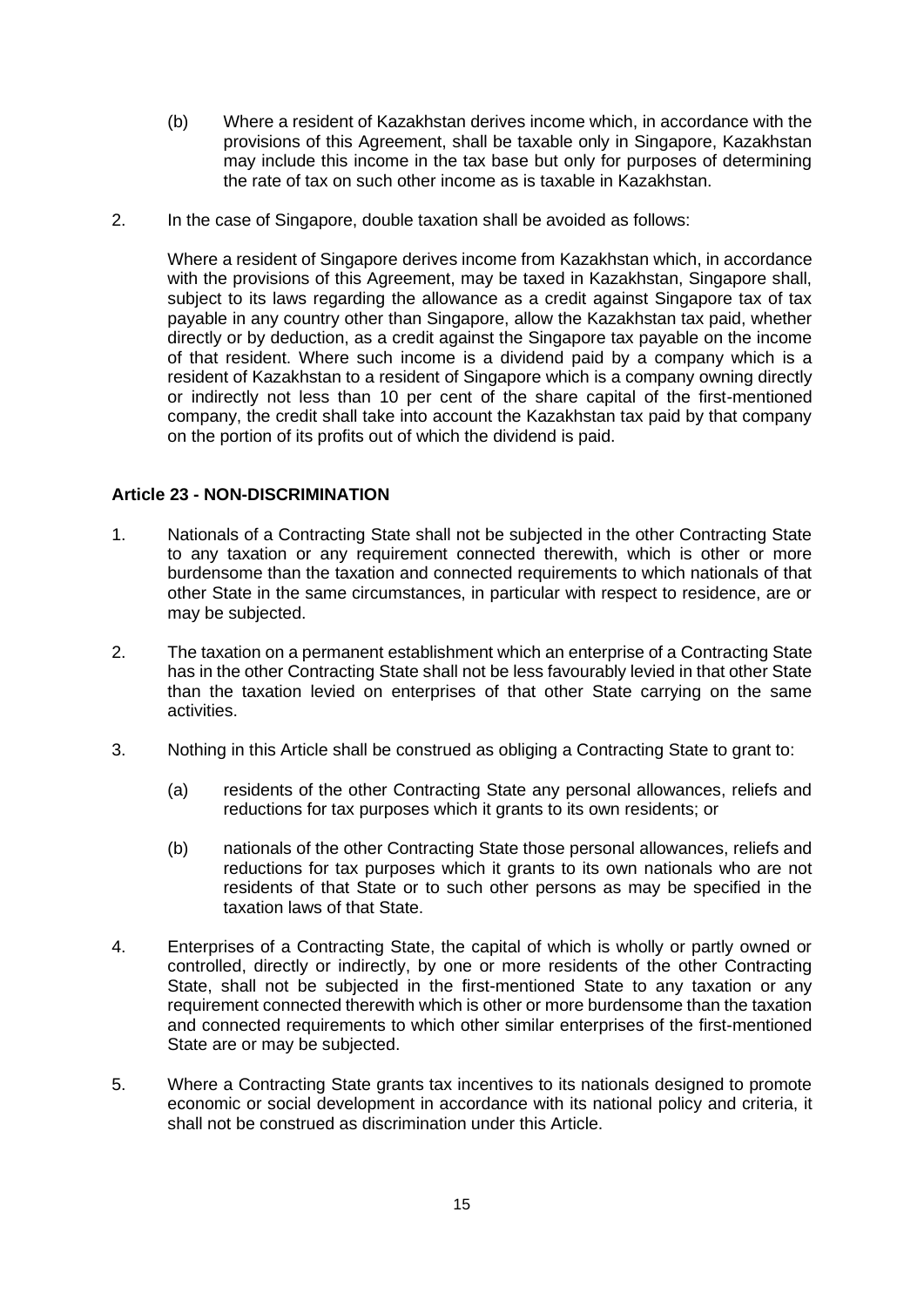(b) Where a resident of Kazakhstan derives income which, in accordance with the provisions of this Agreement, shall be taxable only in Singapore, Kazakhstan may include this income in the tax base but only for purposes of determining the rate of tax on such other income as is taxable in Kazakhstan.

2. In the case of Singapore, double taxation shall be avoided as follows:

Where a resident of Singapore derives income from Kazakhstan which, in accordance with the provisions of this Agreement, may be taxed in Kazakhstan, Singapore shall, subject to its laws regarding the allowance as a credit against Singapore tax of tax payable in any country other than Singapore, allow the Kazakhstan tax paid, whether directly or by deduction, as a credit against the Singapore tax payable on the income of that resident. Where such income is a dividend paid by a company which is a resident of Kazakhstan to a resident of Singapore which is a company owning directly or indirectly not less than 10 per cent of the share capital of the first-mentioned company, the credit shall take into account the Kazakhstan tax paid by that company on the portion of its profits out of which the dividend is paid.

**Article 23 - NON-DISCRIMINATION**

1. Nationals of a Contracting State shall not be subjected in the other Contracting State to any taxation or any requirement connected therewith, which is other or more burdensome than the taxation and connected requirements to which nationals of that other State in the same circumstances, in particular with respect to residence, are or may be subjected.

2. The taxation on a permanent establishment which an enterprise of a Contracting State has in the other Contracting State shall not be less favourably levied in that other State than the taxation levied on enterprises of that other State carrying on the same activities.

3. Nothing in this Article shall be construed as obliging a Contracting State to grant to:

   (a) residents of the other Contracting State any personal allowances, reliefs and reductions for tax purposes which it grants to its own residents; or

   (b) nationals of the other Contracting State those personal allowances, reliefs and reductions for tax purposes which it grants to its own nationals who are not residents of that State or to such other persons as may be specified in the taxation laws of that State.

4. Enterprises of a Contracting State, the capital of which is wholly or partly owned or controlled, directly or indirectly, by one or more residents of the other Contracting State, shall not be subjected in the first-mentioned State to any taxation or any requirement connected therewith which is other or more burdensome than the taxation and connected requirements to which other similar enterprises of the first-mentioned State are or may be subjected.

5. Where a Contracting State grants tax incentives to its nationals designed to promote economic or social development in accordance with its national policy and criteria, it shall not be construed as discrimination under this Article.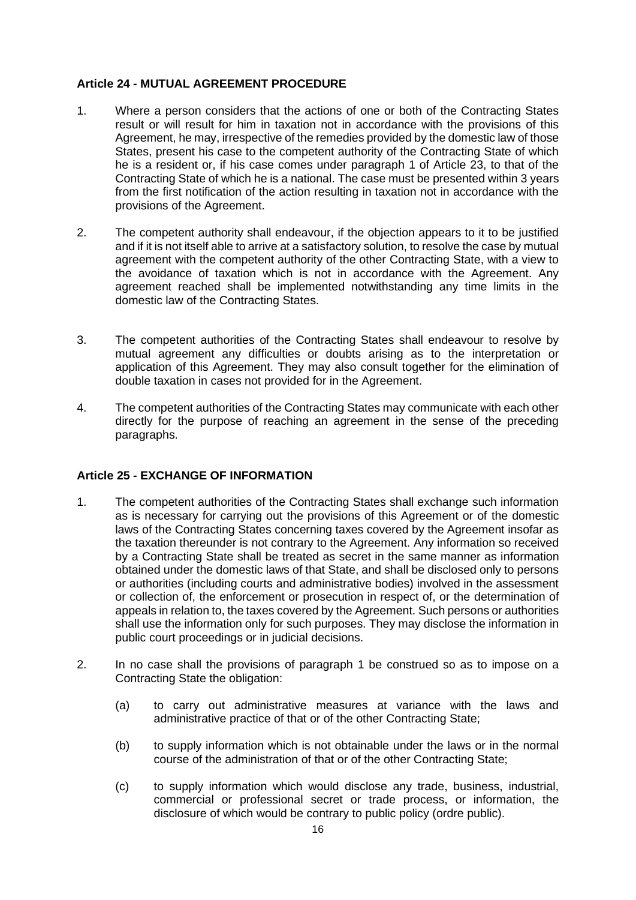### Article 24 - MUTUAL AGREEMENT PROCEDURE

1. Where a person considers that the actions of one or both of the Contracting States result or will result for him in taxation not in accordance with the provisions of this Agreement, he may, irrespective of the remedies provided by the domestic law of those States, present his case to the competent authority of the Contracting State of which he is a resident or, if his case comes under paragraph 1 of Article 23, to that of the Contracting State of which he is a national. The case must be presented within 3 years from the first notification of the action resulting in taxation not in accordance with the provisions of the Agreement.

2. The competent authority shall endeavour, if the objection appears to it to be justified and if it is not itself able to arrive at a satisfactory solution, to resolve the case by mutual agreement with the competent authority of the other Contracting State, with a view to the avoidance of taxation which is not in accordance with the Agreement. Any agreement reached shall be implemented notwithstanding any time limits in the domestic law of the Contracting States.

3. The competent authorities of the Contracting States shall endeavour to resolve by mutual agreement any difficulties or doubts arising as to the interpretation or application of this Agreement. They may also consult together for the elimination of double taxation in cases not provided for in the Agreement.

4. The competent authorities of the Contracting States may communicate with each other directly for the purpose of reaching an agreement in the sense of the preceding paragraphs.

### Article 25 - EXCHANGE OF INFORMATION

1. The competent authorities of the Contracting States shall exchange such information as is necessary for carrying out the provisions of this Agreement or of the domestic laws of the Contracting States concerning taxes covered by the Agreement insofar as the taxation thereunder is not contrary to the Agreement. Any information so received by a Contracting State shall be treated as secret in the same manner as information obtained under the domestic laws of that State, and shall be disclosed only to persons or authorities (including courts and administrative bodies) involved in the assessment or collection of, the enforcement or prosecution in respect of, or the determination of appeals in relation to, the taxes covered by the Agreement. Such persons or authorities shall use the information only for such purposes. They may disclose the information in public court proceedings or in judicial decisions.

2. In no case shall the provisions of paragraph 1 be construed so as to impose on a Contracting State the obligation:

   (a) to carry out administrative measures at variance with the laws and administrative practice of that or of the other Contracting State;

   (b) to supply information which is not obtainable under the laws or in the normal course of the administration of that or of the other Contracting State;

   (c) to supply information which would disclose any trade, business, industrial, commercial or professional secret or trade process, or information, the disclosure of which would be contrary to public policy (ordre public).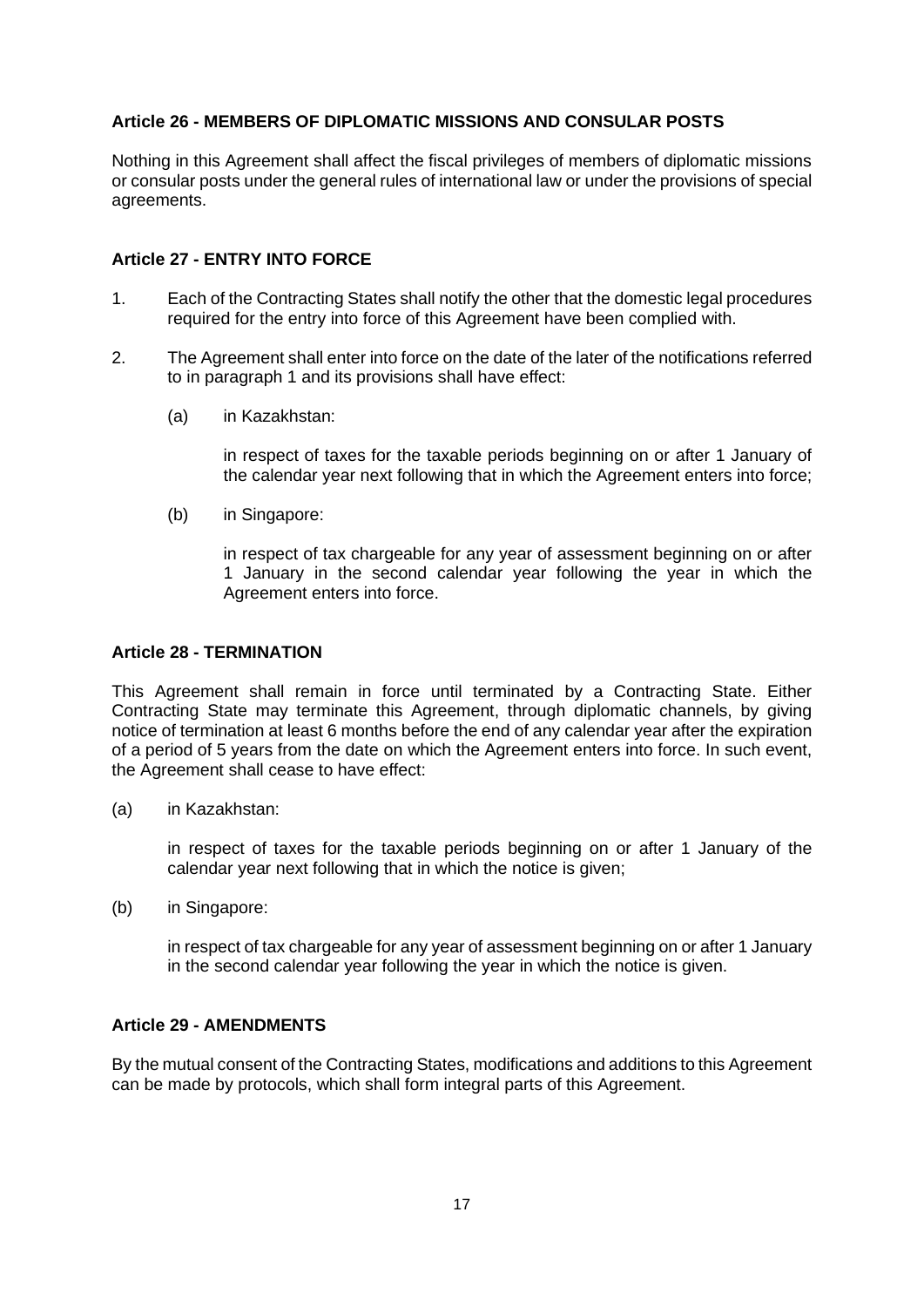### Article 26 - MEMBERS OF DIPLOMATIC MISSIONS AND CONSULAR POSTS

Nothing in this Agreement shall affect the fiscal privileges of members of diplomatic missions or consular posts under the general rules of international law or under the provisions of special agreements.

### Article 27 - ENTRY INTO FORCE

1. Each of the Contracting States shall notify the other that the domestic legal procedures required for the entry into force of this Agreement have been complied with.

2. The Agreement shall enter into force on the date of the later of the notifications referred to in paragraph 1 and its provisions shall have effect:

   (a) in Kazakhstan:

   in respect of taxes for the taxable periods beginning on or after 1 January of the calendar year next following that in which the Agreement enters into force;

   (b) in Singapore:

   in respect of tax chargeable for any year of assessment beginning on or after 1 January in the second calendar year following the year in which the Agreement enters into force.

### Article 28 - TERMINATION

This Agreement shall remain in force until terminated by a Contracting State. Either Contracting State may terminate this Agreement, through diplomatic channels, by giving notice of termination at least 6 months before the end of any calendar year after the expiration of a period of 5 years from the date on which the Agreement enters into force. In such event, the Agreement shall cease to have effect:

(a) in Kazakhstan:

in respect of taxes for the taxable periods beginning on or after 1 January of the calendar year next following that in which the notice is given;

(b) in Singapore:

in respect of tax chargeable for any year of assessment beginning on or after 1 January in the second calendar year following the year in which the notice is given.

### Article 29 - AMENDMENTS

By the mutual consent of the Contracting States, modifications and additions to this Agreement can be made by protocols, which shall form integral parts of this Agreement.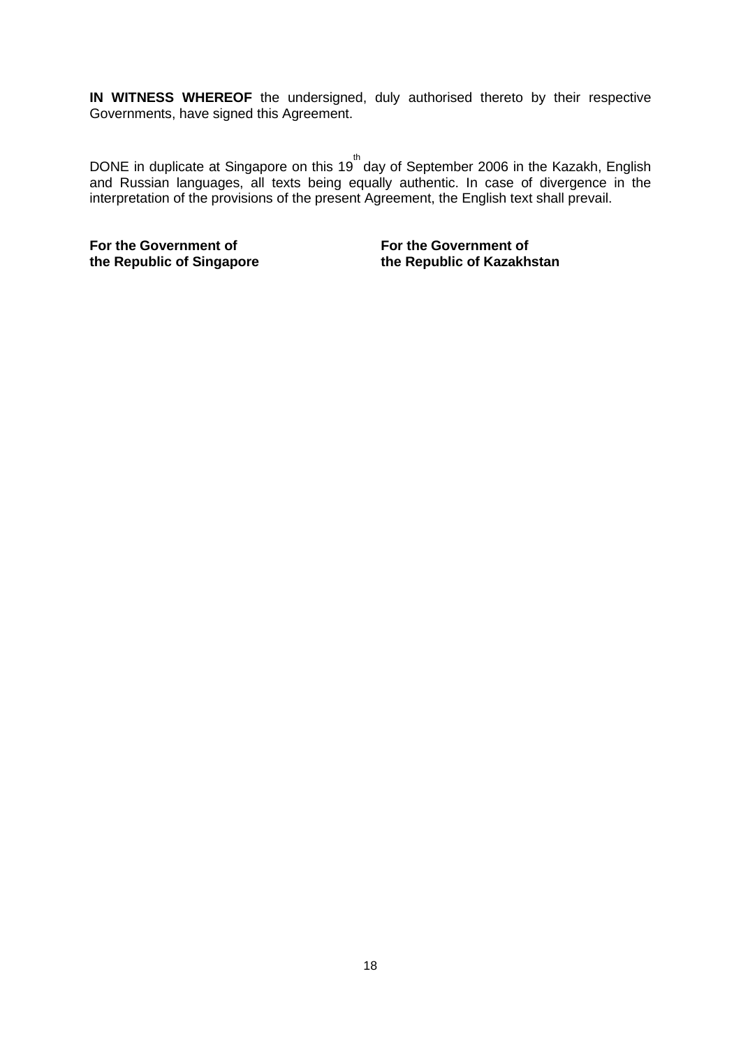**IN WITNESS WHEREOF** the undersigned, duly authorised thereto by their respective Governments, have signed this Agreement.

DONE in duplicate at Singapore on this 19th day of September 2006 in the Kazakh, English and Russian languages, all texts being equally authentic. In case of divergence in the interpretation of the provisions of the present Agreement, the English text shall prevail.

| **For the Government of the Republic of Singapore** | **For the Government of the Republic of Kazakhstan** |
|---|---|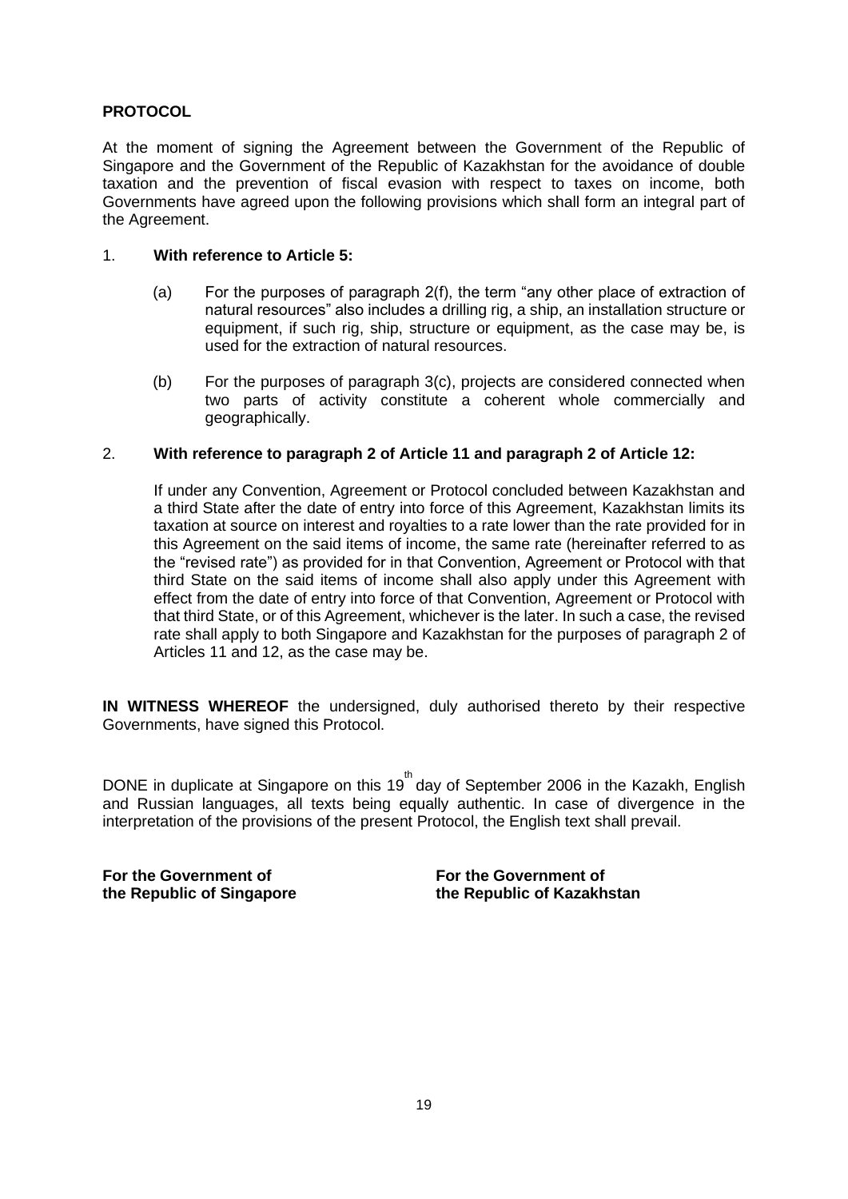**PROTOCOL**

At the moment of signing the Agreement between the Government of the Republic of Singapore and the Government of the Republic of Kazakhstan for the avoidance of double taxation and the prevention of fiscal evasion with respect to taxes on income, both Governments have agreed upon the following provisions which shall form an integral part of the Agreement.

1. **With reference to Article 5:**

   (a) For the purposes of paragraph 2(f), the term "any other place of extraction of natural resources" also includes a drilling rig, a ship, an installation structure or equipment, if such rig, ship, structure or equipment, as the case may be, is used for the extraction of natural resources.

   (b) For the purposes of paragraph 3(c), projects are considered connected when two parts of activity constitute a coherent whole commercially and geographically.

2. **With reference to paragraph 2 of Article 11 and paragraph 2 of Article 12:**

   If under any Convention, Agreement or Protocol concluded between Kazakhstan and a third State after the date of entry into force of this Agreement, Kazakhstan limits its taxation at source on interest and royalties to a rate lower than the rate provided for in this Agreement on the said items of income, the same rate (hereinafter referred to as the "revised rate") as provided for in that Convention, Agreement or Protocol with that third State on the said items of income shall also apply under this Agreement with effect from the date of entry into force of that Convention, Agreement or Protocol with that third State, or of this Agreement, whichever is the later. In such a case, the revised rate shall apply to both Singapore and Kazakhstan for the purposes of paragraph 2 of Articles 11 and 12, as the case may be.

**IN WITNESS WHEREOF** the undersigned, duly authorised thereto by their respective Governments, have signed this Protocol.

DONE in duplicate at Singapore on this 19th day of September 2006 in the Kazakh, English and Russian languages, all texts being equally authentic. In case of divergence in the interpretation of the provisions of the present Protocol, the English text shall prevail.

**For the Government of the Republic of Singapore**

**For the Government of the Republic of Kazakhstan**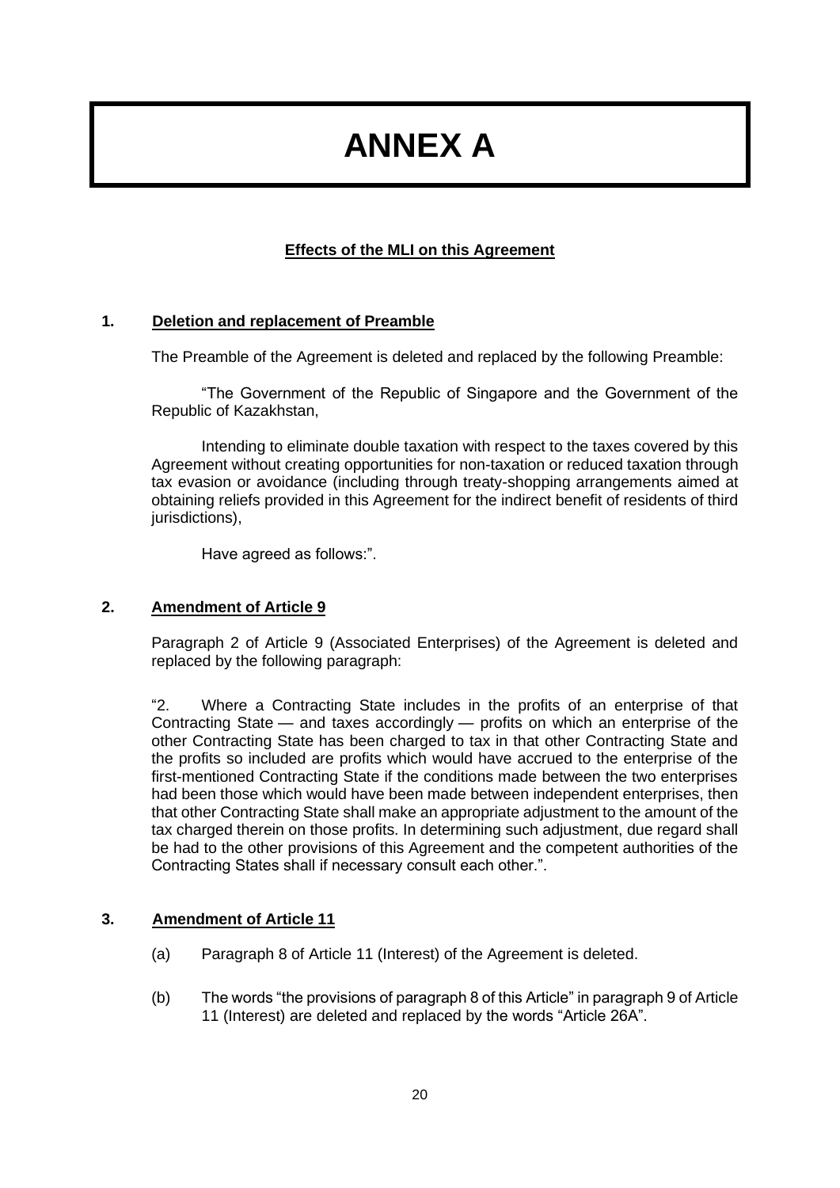# ANNEX A

**Effects of the MLI on this Agreement**

## 1. Deletion and replacement of Preamble

The Preamble of the Agreement is deleted and replaced by the following Preamble:

"The Government of the Republic of Singapore and the Government of the Republic of Kazakhstan,

Intending to eliminate double taxation with respect to the taxes covered by this Agreement without creating opportunities for non-taxation or reduced taxation through tax evasion or avoidance (including through treaty-shopping arrangements aimed at obtaining reliefs provided in this Agreement for the indirect benefit of residents of third jurisdictions),

Have agreed as follows:".

## 2. Amendment of Article 9

Paragraph 2 of Article 9 (Associated Enterprises) of the Agreement is deleted and replaced by the following paragraph:

"2. Where a Contracting State includes in the profits of an enterprise of that Contracting State — and taxes accordingly — profits on which an enterprise of the other Contracting State has been charged to tax in that other Contracting State and the profits so included are profits which would have accrued to the enterprise of the first-mentioned Contracting State if the conditions made between the two enterprises had been those which would have been made between independent enterprises, then that other Contracting State shall make an appropriate adjustment to the amount of the tax charged therein on those profits. In determining such adjustment, due regard shall be had to the other provisions of this Agreement and the competent authorities of the Contracting States shall if necessary consult each other.".

## 3. Amendment of Article 11

(a) Paragraph 8 of Article 11 (Interest) of the Agreement is deleted.

(b) The words "the provisions of paragraph 8 of this Article" in paragraph 9 of Article 11 (Interest) are deleted and replaced by the words "Article 26A".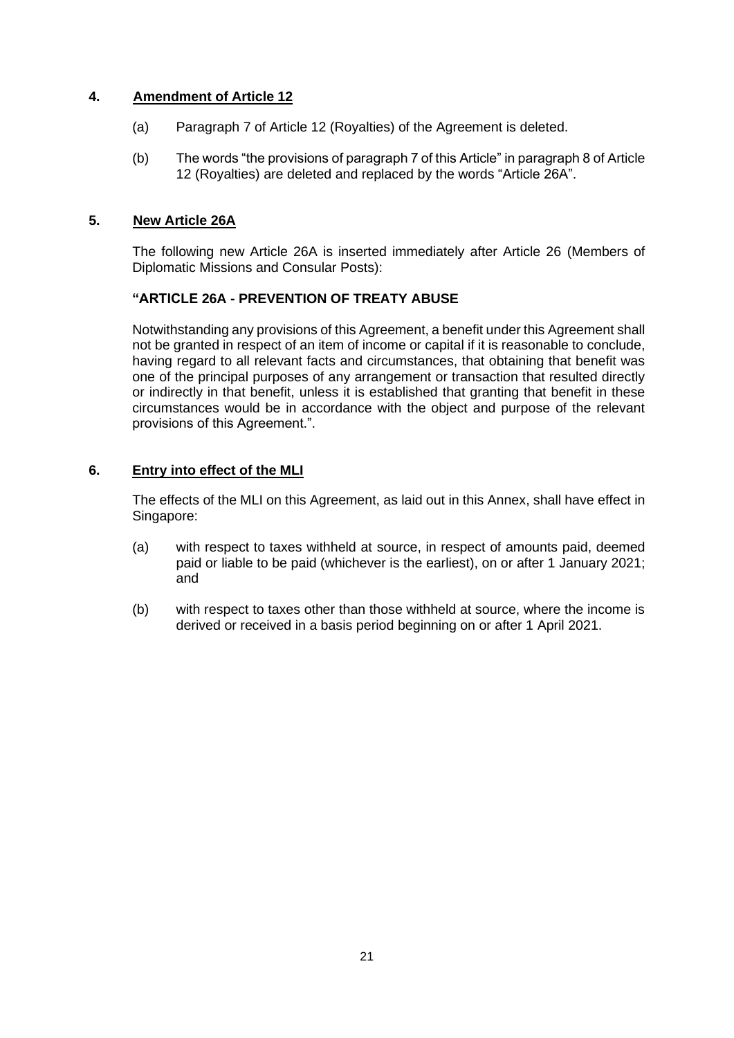## 4. Amendment of Article 12

(a) Paragraph 7 of Article 12 (Royalties) of the Agreement is deleted.

(b) The words "the provisions of paragraph 7 of this Article" in paragraph 8 of Article 12 (Royalties) are deleted and replaced by the words "Article 26A".

## 5. New Article 26A

The following new Article 26A is inserted immediately after Article 26 (Members of Diplomatic Missions and Consular Posts):

**"ARTICLE 26A - PREVENTION OF TREATY ABUSE**

Notwithstanding any provisions of this Agreement, a benefit under this Agreement shall not be granted in respect of an item of income or capital if it is reasonable to conclude, having regard to all relevant facts and circumstances, that obtaining that benefit was one of the principal purposes of any arrangement or transaction that resulted directly or indirectly in that benefit, unless it is established that granting that benefit in these circumstances would be in accordance with the object and purpose of the relevant provisions of this Agreement.".

## 6. Entry into effect of the MLI

The effects of the MLI on this Agreement, as laid out in this Annex, shall have effect in Singapore:

(a) with respect to taxes withheld at source, in respect of amounts paid, deemed paid or liable to be paid (whichever is the earliest), on or after 1 January 2021; and

(b) with respect to taxes other than those withheld at source, where the income is derived or received in a basis period beginning on or after 1 April 2021.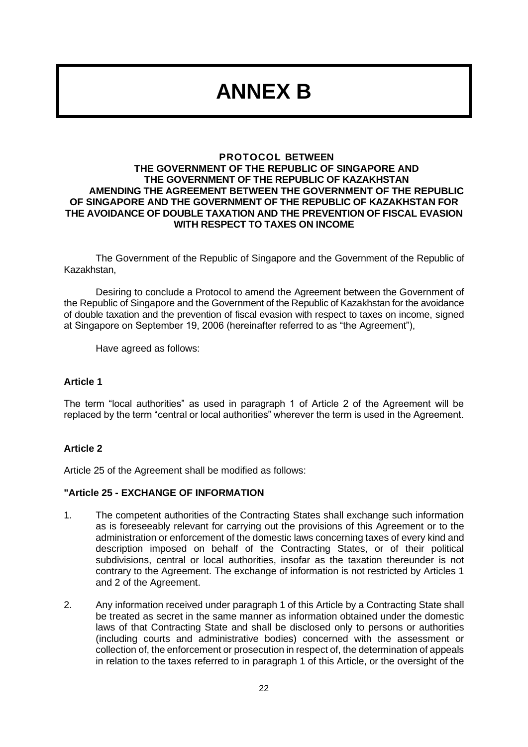# ANNEX B

**PROTOCOL BETWEEN**
**THE GOVERNMENT OF THE REPUBLIC OF SINGAPORE AND**
**THE GOVERNMENT OF THE REPUBLIC OF KAZAKHSTAN**
**AMENDING THE AGREEMENT BETWEEN THE GOVERNMENT OF THE REPUBLIC OF SINGAPORE AND THE GOVERNMENT OF THE REPUBLIC OF KAZAKHSTAN FOR THE AVOIDANCE OF DOUBLE TAXATION AND THE PREVENTION OF FISCAL EVASION WITH RESPECT TO TAXES ON INCOME**

The Government of the Republic of Singapore and the Government of the Republic of Kazakhstan,

Desiring to conclude a Protocol to amend the Agreement between the Government of the Republic of Singapore and the Government of the Republic of Kazakhstan for the avoidance of double taxation and the prevention of fiscal evasion with respect to taxes on income, signed at Singapore on September 19, 2006 (hereinafter referred to as "the Agreement"),

Have agreed as follows:

**Article 1**

The term "local authorities" as used in paragraph 1 of Article 2 of the Agreement will be replaced by the term "central or local authorities" wherever the term is used in the Agreement.

**Article 2**

Article 25 of the Agreement shall be modified as follows:

**"Article 25 - EXCHANGE OF INFORMATION**

1. The competent authorities of the Contracting States shall exchange such information as is foreseeably relevant for carrying out the provisions of this Agreement or to the administration or enforcement of the domestic laws concerning taxes of every kind and description imposed on behalf of the Contracting States, or of their political subdivisions, central or local authorities, insofar as the taxation thereunder is not contrary to the Agreement. The exchange of information is not restricted by Articles 1 and 2 of the Agreement.

2. Any information received under paragraph 1 of this Article by a Contracting State shall be treated as secret in the same manner as information obtained under the domestic laws of that Contracting State and shall be disclosed only to persons or authorities (including courts and administrative bodies) concerned with the assessment or collection of, the enforcement or prosecution in respect of, the determination of appeals in relation to the taxes referred to in paragraph 1 of this Article, or the oversight of the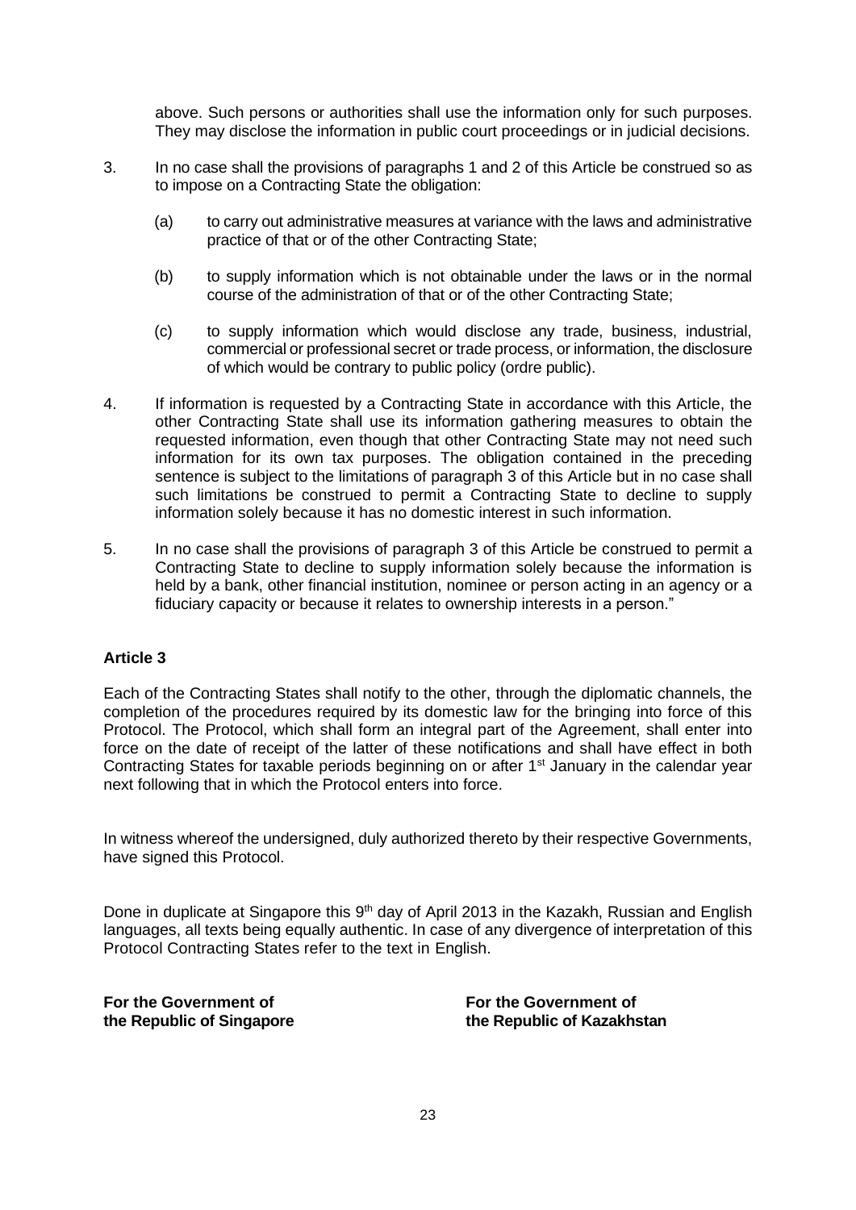above. Such persons or authorities shall use the information only for such purposes. They may disclose the information in public court proceedings or in judicial decisions.

3. In no case shall the provisions of paragraphs 1 and 2 of this Article be construed so as to impose on a Contracting State the obligation:

   (a) to carry out administrative measures at variance with the laws and administrative practice of that or of the other Contracting State;

   (b) to supply information which is not obtainable under the laws or in the normal course of the administration of that or of the other Contracting State;

   (c) to supply information which would disclose any trade, business, industrial, commercial or professional secret or trade process, or information, the disclosure of which would be contrary to public policy (ordre public).

4. If information is requested by a Contracting State in accordance with this Article, the other Contracting State shall use its information gathering measures to obtain the requested information, even though that other Contracting State may not need such information for its own tax purposes. The obligation contained in the preceding sentence is subject to the limitations of paragraph 3 of this Article but in no case shall such limitations be construed to permit a Contracting State to decline to supply information solely because it has no domestic interest in such information.

5. In no case shall the provisions of paragraph 3 of this Article be construed to permit a Contracting State to decline to supply information solely because the information is held by a bank, other financial institution, nominee or person acting in an agency or a fiduciary capacity or because it relates to ownership interests in a person."

**Article 3**

Each of the Contracting States shall notify to the other, through the diplomatic channels, the completion of the procedures required by its domestic law for the bringing into force of this Protocol. The Protocol, which shall form an integral part of the Agreement, shall enter into force on the date of receipt of the latter of these notifications and shall have effect in both Contracting States for taxable periods beginning on or after 1st January in the calendar year next following that in which the Protocol enters into force.

In witness whereof the undersigned, duly authorized thereto by their respective Governments, have signed this Protocol.

Done in duplicate at Singapore this 9th day of April 2013 in the Kazakh, Russian and English languages, all texts being equally authentic. In case of any divergence of interpretation of this Protocol Contracting States refer to the text in English.

| | |
|---|---|
| **For the Government of the Republic of Singapore** | **For the Government of the Republic of Kazakhstan** |